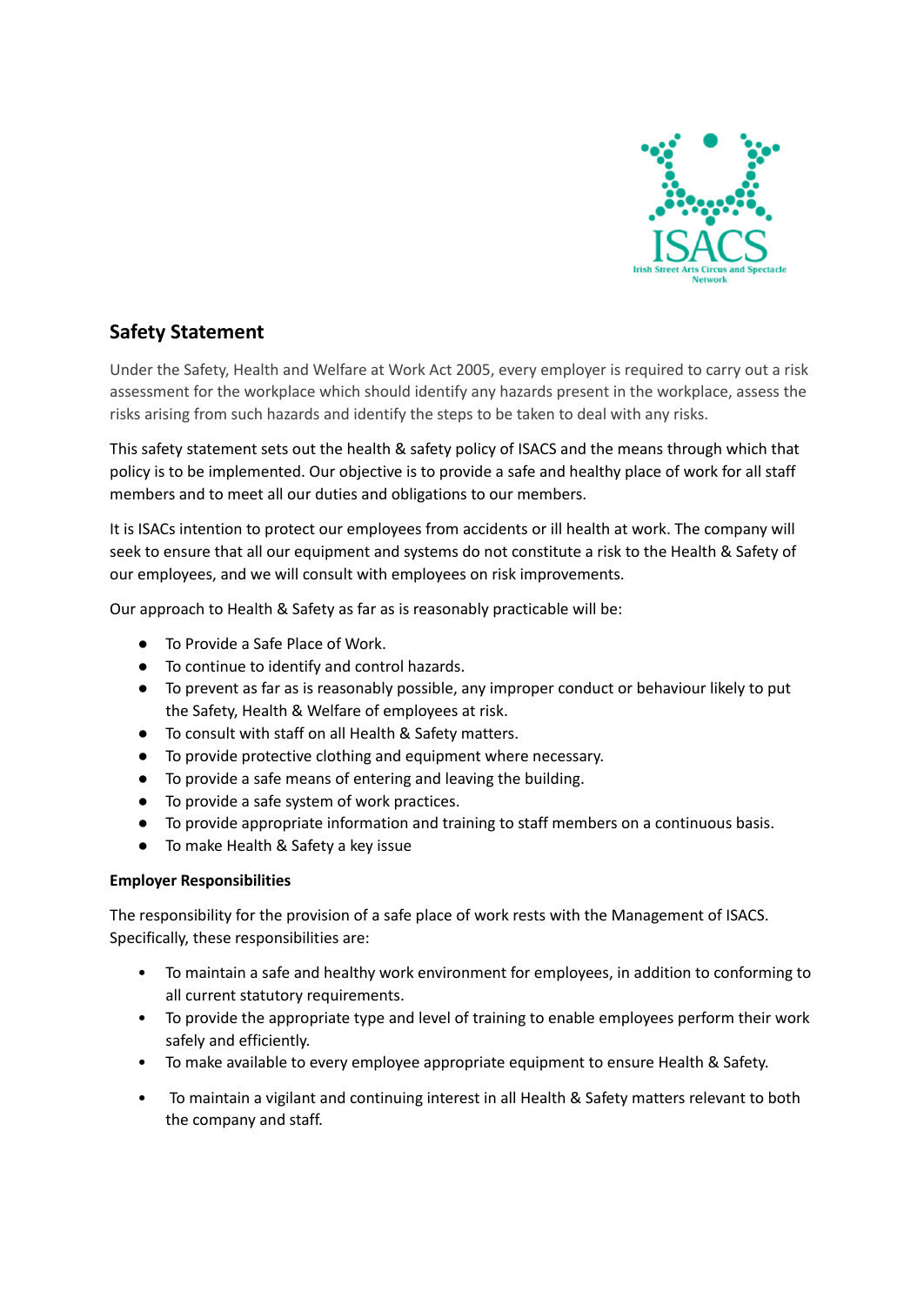ISACS

Irish Street Arts Circus and Spectacle Network

## Safety Statement

Under the Safety, Health and Welfare at Work Act 2005, every employer is required to carry out a risk assessment for the workplace which should identify any hazards present in the workplace, assess the risks arising from such hazards and identify the steps to be taken to deal with any risks.

This safety statement sets out the health & safety policy of ISACS and the means through which that policy is to be implemented. Our objective is to provide a safe and healthy place of work for all staff members and to meet all our duties and obligations to our members.

It is ISACs intention to protect our employees from accidents or ill health at work. The company will seek to ensure that all our equipment and systems do not constitute a risk to the Health & Safety of our employees, and we will consult with employees on risk improvements.

Our approach to Health & Safety as far as is reasonably practicable will be:

- To Provide a Safe Place of Work.
- To continue to identify and control hazards.
- To prevent as far as is reasonably possible, any improper conduct or behaviour likely to put the Safety, Health & Welfare of employees at risk.
- To consult with staff on all Health & Safety matters.
- To provide protective clothing and equipment where necessary.
- To provide a safe means of entering and leaving the building.
- To provide a safe system of work practices.
- To provide appropriate information and training to staff members on a continuous basis.
- To make Health & Safety a key issue

**Employer Responsibilities**

The responsibility for the provision of a safe place of work rests with the Management of ISACS. Specifically, these responsibilities are:

- To maintain a safe and healthy work environment for employees, in addition to conforming to all current statutory requirements.
- To provide the appropriate type and level of training to enable employees perform their work safely and efficiently.
- To make available to every employee appropriate equipment to ensure Health & Safety.
- To maintain a vigilant and continuing interest in all Health & Safety matters relevant to both the company and staff.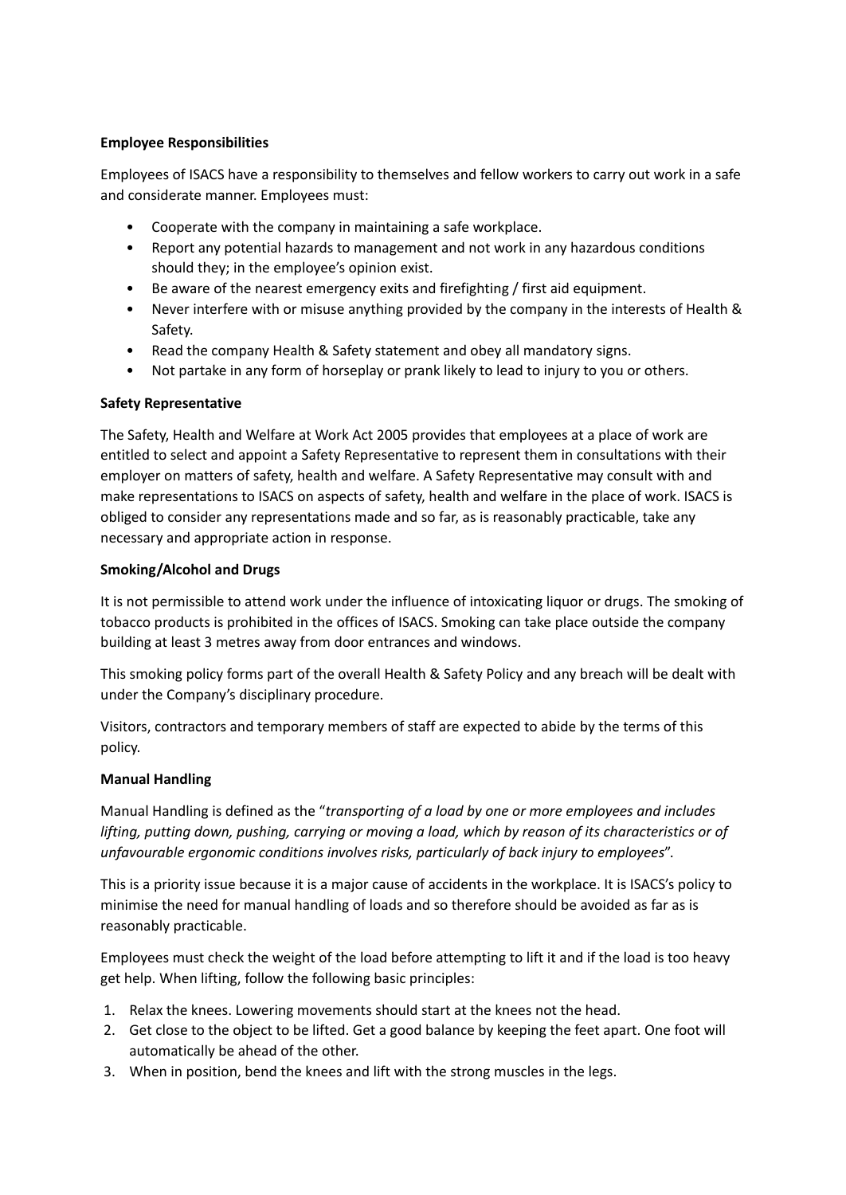**Employee Responsibilities**

Employees of ISACS have a responsibility to themselves and fellow workers to carry out work in a safe and considerate manner. Employees must:

- Cooperate with the company in maintaining a safe workplace.
- Report any potential hazards to management and not work in any hazardous conditions should they; in the employee's opinion exist.
- Be aware of the nearest emergency exits and firefighting / first aid equipment.
- Never interfere with or misuse anything provided by the company in the interests of Health & Safety.
- Read the company Health & Safety statement and obey all mandatory signs.
- Not partake in any form of horseplay or prank likely to lead to injury to you or others.

**Safety Representative**

The Safety, Health and Welfare at Work Act 2005 provides that employees at a place of work are entitled to select and appoint a Safety Representative to represent them in consultations with their employer on matters of safety, health and welfare. A Safety Representative may consult with and make representations to ISACS on aspects of safety, health and welfare in the place of work. ISACS is obliged to consider any representations made and so far, as is reasonably practicable, take any necessary and appropriate action in response.

**Smoking/Alcohol and Drugs**

It is not permissible to attend work under the influence of intoxicating liquor or drugs. The smoking of tobacco products is prohibited in the offices of ISACS. Smoking can take place outside the company building at least 3 metres away from door entrances and windows.

This smoking policy forms part of the overall Health & Safety Policy and any breach will be dealt with under the Company's disciplinary procedure.

Visitors, contractors and temporary members of staff are expected to abide by the terms of this policy.

**Manual Handling**

Manual Handling is defined as the "*transporting of a load by one or more employees and includes lifting, putting down, pushing, carrying or moving a load, which by reason of its characteristics or of unfavourable ergonomic conditions involves risks, particularly of back injury to employees*".

This is a priority issue because it is a major cause of accidents in the workplace. It is ISACS's policy to minimise the need for manual handling of loads and so therefore should be avoided as far as is reasonably practicable.

Employees must check the weight of the load before attempting to lift it and if the load is too heavy get help. When lifting, follow the following basic principles:

1. Relax the knees. Lowering movements should start at the knees not the head.
2. Get close to the object to be lifted. Get a good balance by keeping the feet apart. One foot will automatically be ahead of the other.
3. When in position, bend the knees and lift with the strong muscles in the legs.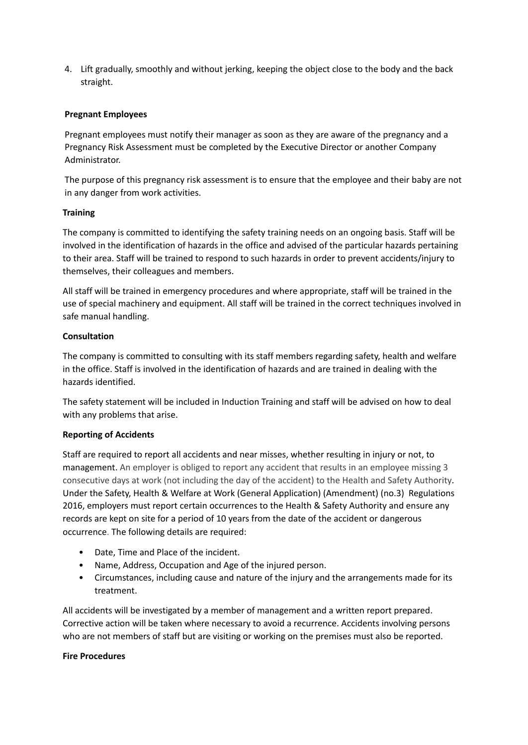4. Lift gradually, smoothly and without jerking, keeping the object close to the body and the back straight.

**Pregnant Employees**

Pregnant employees must notify their manager as soon as they are aware of the pregnancy and a Pregnancy Risk Assessment must be completed by the Executive Director or another Company Administrator.

The purpose of this pregnancy risk assessment is to ensure that the employee and their baby are not in any danger from work activities.

**Training**

The company is committed to identifying the safety training needs on an ongoing basis. Staff will be involved in the identification of hazards in the office and advised of the particular hazards pertaining to their area. Staff will be trained to respond to such hazards in order to prevent accidents/injury to themselves, their colleagues and members.

All staff will be trained in emergency procedures and where appropriate, staff will be trained in the use of special machinery and equipment. All staff will be trained in the correct techniques involved in safe manual handling.

**Consultation**

The company is committed to consulting with its staff members regarding safety, health and welfare in the office. Staff is involved in the identification of hazards and are trained in dealing with the hazards identified.

The safety statement will be included in Induction Training and staff will be advised on how to deal with any problems that arise.

**Reporting of Accidents**

Staff are required to report all accidents and near misses, whether resulting in injury or not, to management. An employer is obliged to report any accident that results in an employee missing 3 consecutive days at work (not including the day of the accident) to the Health and Safety Authority. Under the Safety, Health & Welfare at Work (General Application) (Amendment) (no.3) Regulations 2016, employers must report certain occurrences to the Health & Safety Authority and ensure any records are kept on site for a period of 10 years from the date of the accident or dangerous occurrence. The following details are required:

- Date, Time and Place of the incident.
- Name, Address, Occupation and Age of the injured person.
- Circumstances, including cause and nature of the injury and the arrangements made for its treatment.

All accidents will be investigated by a member of management and a written report prepared. Corrective action will be taken where necessary to avoid a recurrence. Accidents involving persons who are not members of staff but are visiting or working on the premises must also be reported.

**Fire Procedures**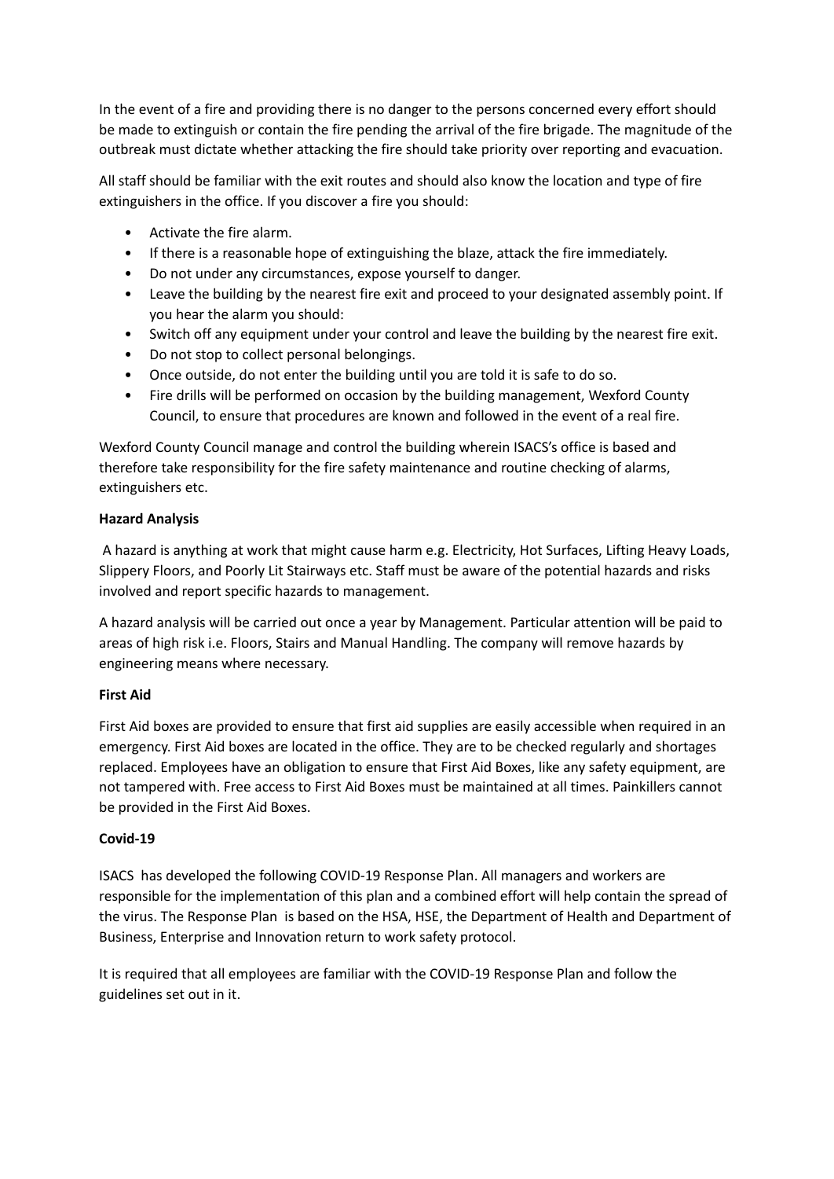In the event of a fire and providing there is no danger to the persons concerned every effort should be made to extinguish or contain the fire pending the arrival of the fire brigade. The magnitude of the outbreak must dictate whether attacking the fire should take priority over reporting and evacuation.

All staff should be familiar with the exit routes and should also know the location and type of fire extinguishers in the office. If you discover a fire you should:

- Activate the fire alarm.
- If there is a reasonable hope of extinguishing the blaze, attack the fire immediately.
- Do not under any circumstances, expose yourself to danger.
- Leave the building by the nearest fire exit and proceed to your designated assembly point. If you hear the alarm you should:
- Switch off any equipment under your control and leave the building by the nearest fire exit.
- Do not stop to collect personal belongings.
- Once outside, do not enter the building until you are told it is safe to do so.
- Fire drills will be performed on occasion by the building management, Wexford County Council, to ensure that procedures are known and followed in the event of a real fire.

Wexford County Council manage and control the building wherein ISACS's office is based and therefore take responsibility for the fire safety maintenance and routine checking of alarms, extinguishers etc.

**Hazard Analysis**

A hazard is anything at work that might cause harm e.g. Electricity, Hot Surfaces, Lifting Heavy Loads, Slippery Floors, and Poorly Lit Stairways etc. Staff must be aware of the potential hazards and risks involved and report specific hazards to management.

A hazard analysis will be carried out once a year by Management. Particular attention will be paid to areas of high risk i.e. Floors, Stairs and Manual Handling. The company will remove hazards by engineering means where necessary.

**First Aid**

First Aid boxes are provided to ensure that first aid supplies are easily accessible when required in an emergency. First Aid boxes are located in the office. They are to be checked regularly and shortages replaced. Employees have an obligation to ensure that First Aid Boxes, like any safety equipment, are not tampered with. Free access to First Aid Boxes must be maintained at all times. Painkillers cannot be provided in the First Aid Boxes.

**Covid-19**

ISACS has developed the following COVID-19 Response Plan. All managers and workers are responsible for the implementation of this plan and a combined effort will help contain the spread of the virus. The Response Plan is based on the HSA, HSE, the Department of Health and Department of Business, Enterprise and Innovation return to work safety protocol.

It is required that all employees are familiar with the COVID-19 Response Plan and follow the guidelines set out in it.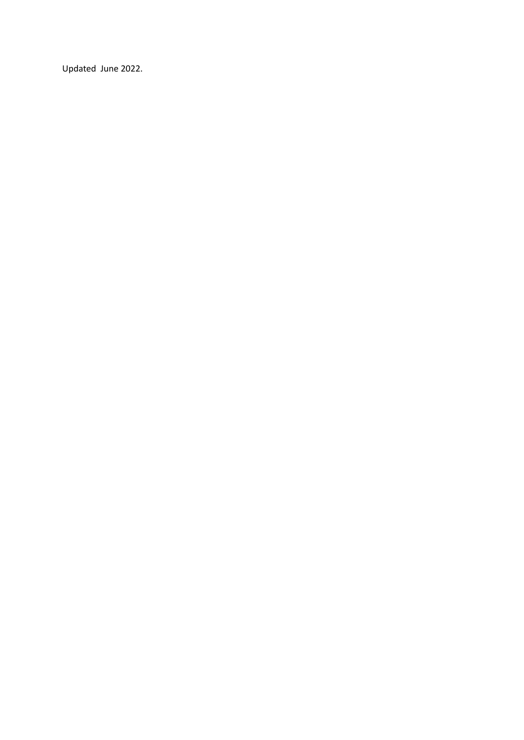Updated June 2022.